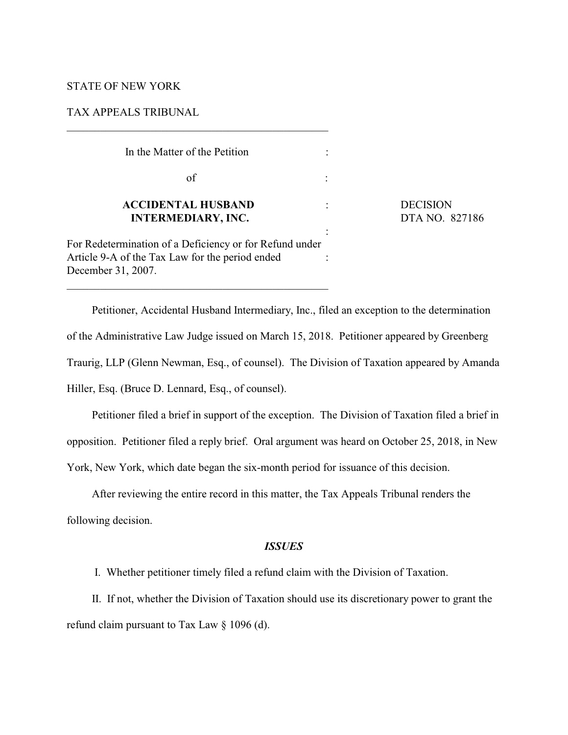STATE OF NEW YORK

TAX APPEALS TRIBUNAL

---

| | |
|---|---|
| In the Matter of the Petition<br>of<br>**ACCIDENTAL HUSBAND INTERMEDIARY, INC.**<br>For Redetermination of a Deficiency or for Refund under Article 9-A of the Tax Law for the period ended December 31, 2007. | DECISION<br>DTA NO. 827186 |

---

Petitioner, Accidental Husband Intermediary, Inc., filed an exception to the determination of the Administrative Law Judge issued on March 15, 2018. Petitioner appeared by Greenberg Traurig, LLP (Glenn Newman, Esq., of counsel). The Division of Taxation appeared by Amanda Hiller, Esq. (Bruce D. Lennard, Esq., of counsel).

Petitioner filed a brief in support of the exception. The Division of Taxation filed a brief in opposition. Petitioner filed a reply brief. Oral argument was heard on October 25, 2018, in New York, New York, which date began the six-month period for issuance of this decision.

After reviewing the entire record in this matter, the Tax Appeals Tribunal renders the following decision.

### *ISSUES*

I. Whether petitioner timely filed a refund claim with the Division of Taxation.

II. If not, whether the Division of Taxation should use its discretionary power to grant the refund claim pursuant to Tax Law § 1096 (d).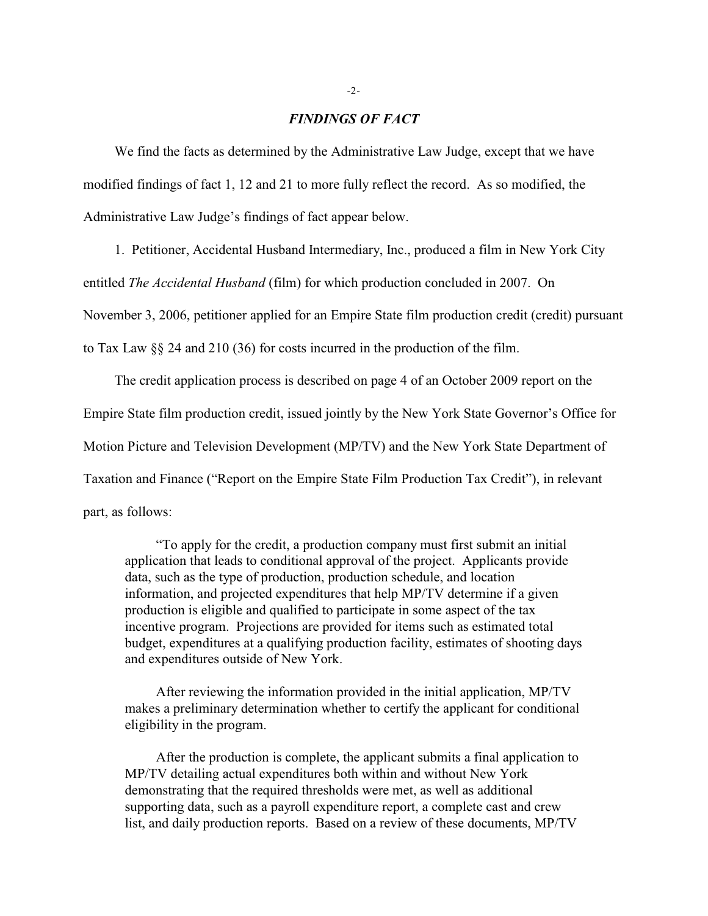## *FINDINGS OF FACT*

We find the facts as determined by the Administrative Law Judge, except that we have modified findings of fact 1, 12 and 21 to more fully reflect the record. As so modified, the Administrative Law Judge's findings of fact appear below.

1. Petitioner, Accidental Husband Intermediary, Inc., produced a film in New York City entitled *The Accidental Husband* (film) for which production concluded in 2007. On November 3, 2006, petitioner applied for an Empire State film production credit (credit) pursuant to Tax Law §§ 24 and 210 (36) for costs incurred in the production of the film.

The credit application process is described on page 4 of an October 2009 report on the Empire State film production credit, issued jointly by the New York State Governor's Office for Motion Picture and Television Development (MP/TV) and the New York State Department of Taxation and Finance ("Report on the Empire State Film Production Tax Credit"), in relevant part, as follows:

> "To apply for the credit, a production company must first submit an initial application that leads to conditional approval of the project. Applicants provide data, such as the type of production, production schedule, and location information, and projected expenditures that help MP/TV determine if a given production is eligible and qualified to participate in some aspect of the tax incentive program. Projections are provided for items such as estimated total budget, expenditures at a qualifying production facility, estimates of shooting days and expenditures outside of New York.
>
> After reviewing the information provided in the initial application, MP/TV makes a preliminary determination whether to certify the applicant for conditional eligibility in the program.
>
> After the production is complete, the applicant submits a final application to MP/TV detailing actual expenditures both within and without New York demonstrating that the required thresholds were met, as well as additional supporting data, such as a payroll expenditure report, a complete cast and crew list, and daily production reports. Based on a review of these documents, MP/TV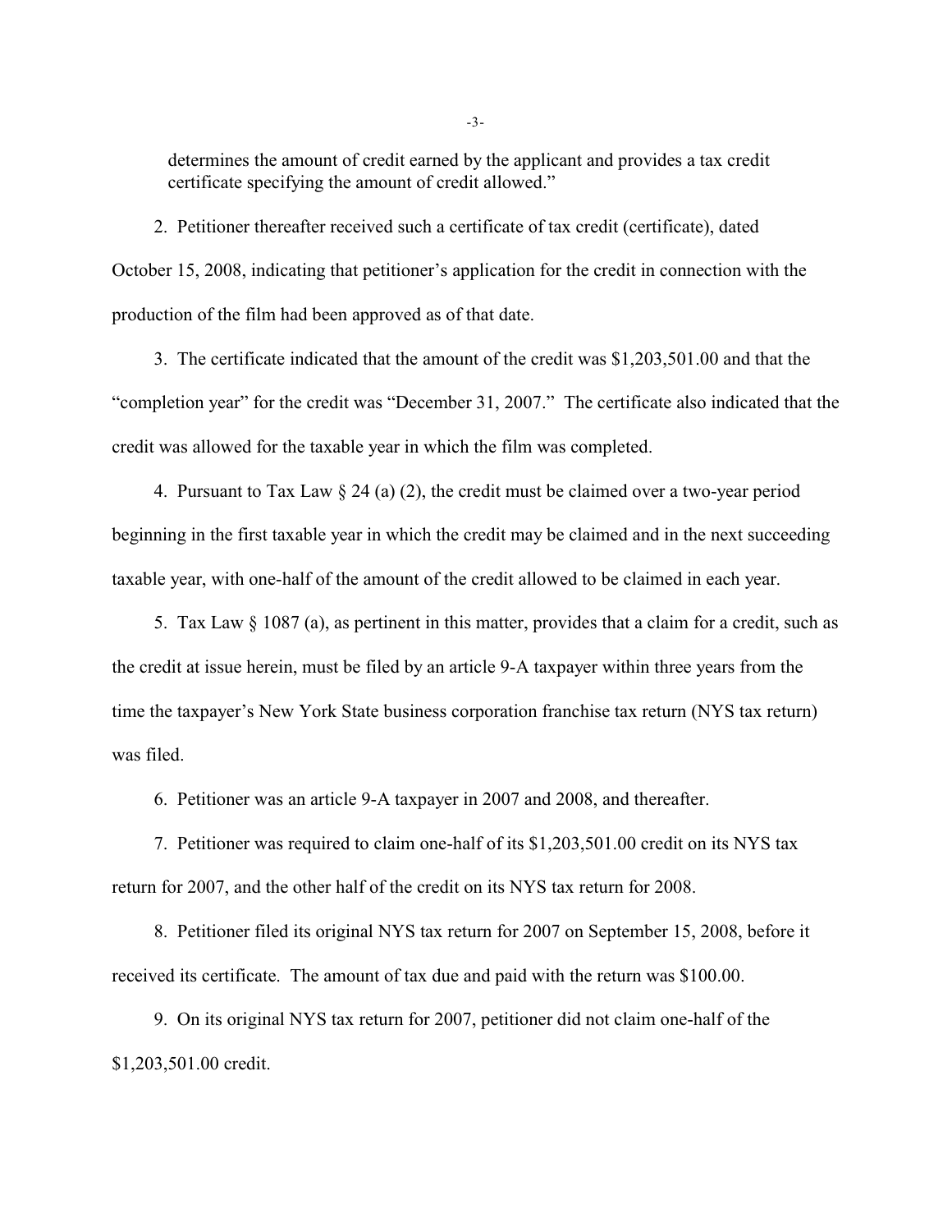determines the amount of credit earned by the applicant and provides a tax credit certificate specifying the amount of credit allowed."

2. Petitioner thereafter received such a certificate of tax credit (certificate), dated October 15, 2008, indicating that petitioner's application for the credit in connection with the production of the film had been approved as of that date.

3. The certificate indicated that the amount of the credit was $1,203,501.00 and that the "completion year" for the credit was "December 31, 2007." The certificate also indicated that the credit was allowed for the taxable year in which the film was completed.

4. Pursuant to Tax Law § 24 (a) (2), the credit must be claimed over a two-year period beginning in the first taxable year in which the credit may be claimed and in the next succeeding taxable year, with one-half of the amount of the credit allowed to be claimed in each year.

5. Tax Law § 1087 (a), as pertinent in this matter, provides that a claim for a credit, such as the credit at issue herein, must be filed by an article 9-A taxpayer within three years from the time the taxpayer's New York State business corporation franchise tax return (NYS tax return) was filed.

6. Petitioner was an article 9-A taxpayer in 2007 and 2008, and thereafter.

7. Petitioner was required to claim one-half of its $1,203,501.00 credit on its NYS tax return for 2007, and the other half of the credit on its NYS tax return for 2008.

8. Petitioner filed its original NYS tax return for 2007 on September 15, 2008, before it received its certificate. The amount of tax due and paid with the return was $100.00.

9. On its original NYS tax return for 2007, petitioner did not claim one-half of the $1,203,501.00 credit.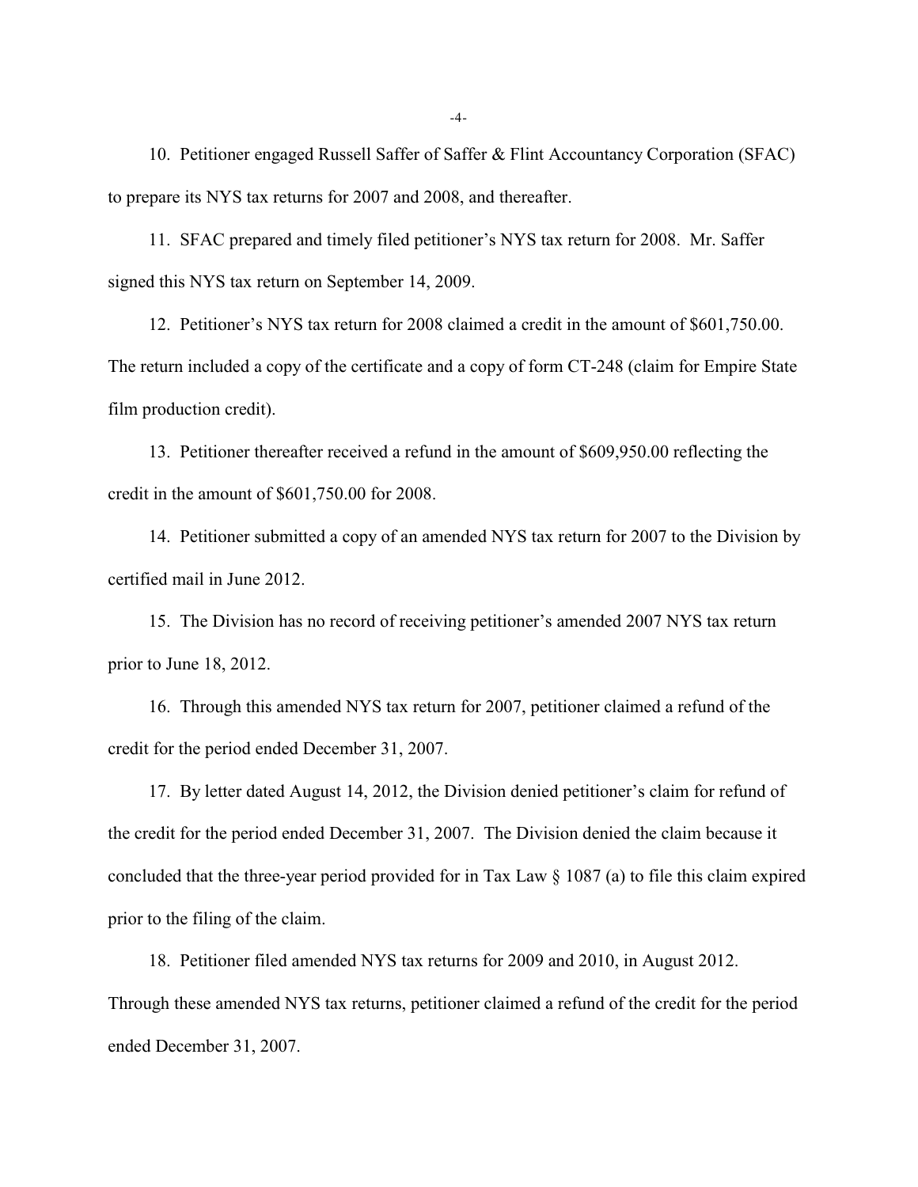10. Petitioner engaged Russell Saffer of Saffer & Flint Accountancy Corporation (SFAC) to prepare its NYS tax returns for 2007 and 2008, and thereafter.

11. SFAC prepared and timely filed petitioner's NYS tax return for 2008. Mr. Saffer signed this NYS tax return on September 14, 2009.

12. Petitioner's NYS tax return for 2008 claimed a credit in the amount of $601,750.00. The return included a copy of the certificate and a copy of form CT-248 (claim for Empire State film production credit).

13. Petitioner thereafter received a refund in the amount of $609,950.00 reflecting the credit in the amount of $601,750.00 for 2008.

14. Petitioner submitted a copy of an amended NYS tax return for 2007 to the Division by certified mail in June 2012.

15. The Division has no record of receiving petitioner's amended 2007 NYS tax return prior to June 18, 2012.

16. Through this amended NYS tax return for 2007, petitioner claimed a refund of the credit for the period ended December 31, 2007.

17. By letter dated August 14, 2012, the Division denied petitioner's claim for refund of the credit for the period ended December 31, 2007. The Division denied the claim because it concluded that the three-year period provided for in Tax Law § 1087 (a) to file this claim expired prior to the filing of the claim.

18. Petitioner filed amended NYS tax returns for 2009 and 2010, in August 2012. Through these amended NYS tax returns, petitioner claimed a refund of the credit for the period ended December 31, 2007.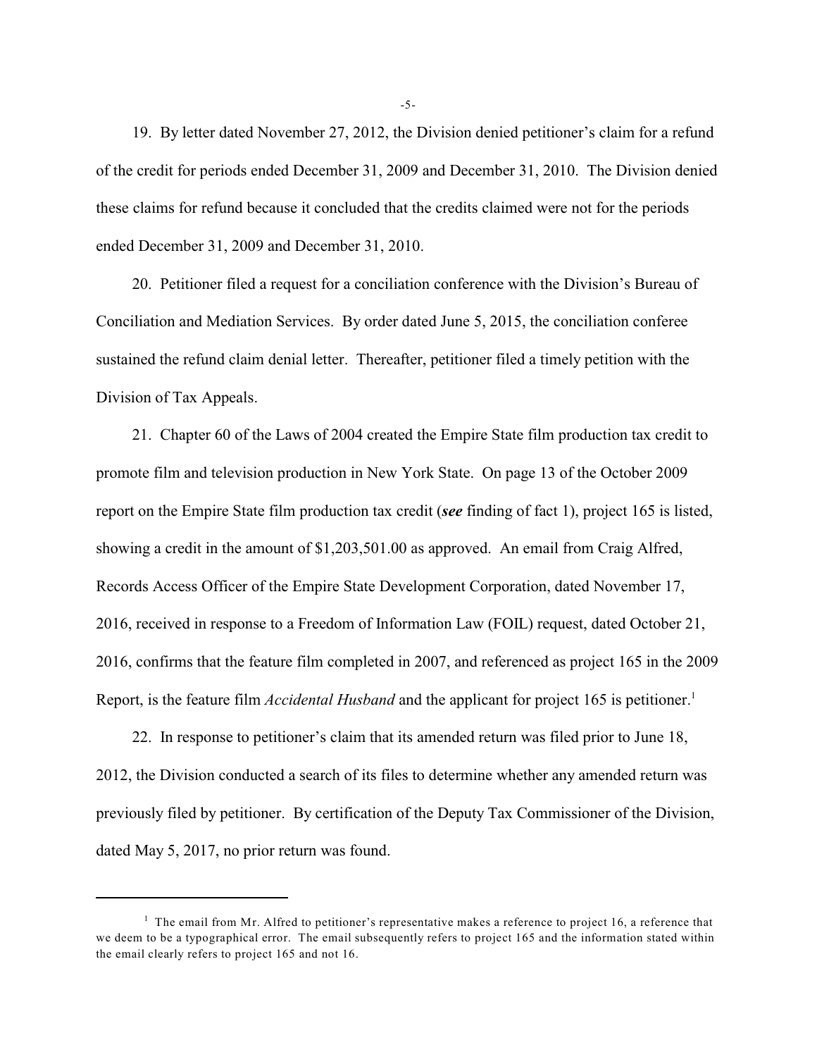19. By letter dated November 27, 2012, the Division denied petitioner's claim for a refund of the credit for periods ended December 31, 2009 and December 31, 2010. The Division denied these claims for refund because it concluded that the credits claimed were not for the periods ended December 31, 2009 and December 31, 2010.

20. Petitioner filed a request for a conciliation conference with the Division's Bureau of Conciliation and Mediation Services. By order dated June 5, 2015, the conciliation conferee sustained the refund claim denial letter. Thereafter, petitioner filed a timely petition with the Division of Tax Appeals.

21. Chapter 60 of the Laws of 2004 created the Empire State film production tax credit to promote film and television production in New York State. On page 13 of the October 2009 report on the Empire State film production tax credit (***see*** finding of fact 1), project 165 is listed, showing a credit in the amount of $1,203,501.00 as approved. An email from Craig Alfred, Records Access Officer of the Empire State Development Corporation, dated November 17, 2016, received in response to a Freedom of Information Law (FOIL) request, dated October 21, 2016, confirms that the feature film completed in 2007, and referenced as project 165 in the 2009 Report, is the feature film *Accidental Husband* and the applicant for project 165 is petitioner.[1]

22. In response to petitioner's claim that its amended return was filed prior to June 18, 2012, the Division conducted a search of its files to determine whether any amended return was previously filed by petitioner. By certification of the Deputy Tax Commissioner of the Division, dated May 5, 2017, no prior return was found.

---

[1] The email from Mr. Alfred to petitioner's representative makes a reference to project 16, a reference that we deem to be a typographical error. The email subsequently refers to project 165 and the information stated within the email clearly refers to project 165 and not 16.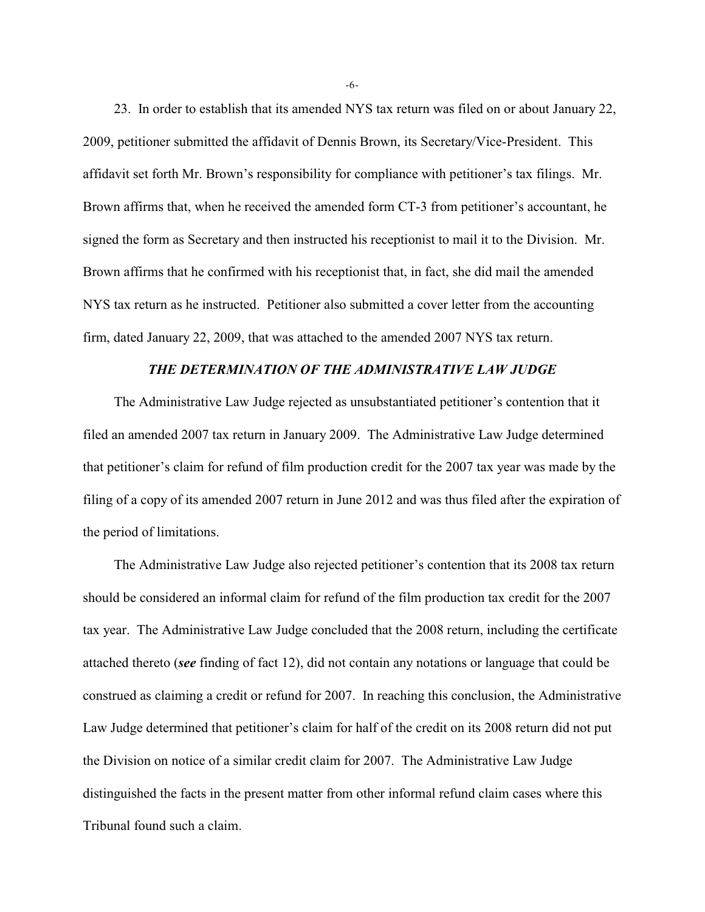23. In order to establish that its amended NYS tax return was filed on or about January 22, 2009, petitioner submitted the affidavit of Dennis Brown, its Secretary/Vice-President. This affidavit set forth Mr. Brown's responsibility for compliance with petitioner's tax filings. Mr. Brown affirms that, when he received the amended form CT-3 from petitioner's accountant, he signed the form as Secretary and then instructed his receptionist to mail it to the Division. Mr. Brown affirms that he confirmed with his receptionist that, in fact, she did mail the amended NYS tax return as he instructed. Petitioner also submitted a cover letter from the accounting firm, dated January 22, 2009, that was attached to the amended 2007 NYS tax return.

### ***THE DETERMINATION OF THE ADMINISTRATIVE LAW JUDGE***

The Administrative Law Judge rejected as unsubstantiated petitioner's contention that it filed an amended 2007 tax return in January 2009. The Administrative Law Judge determined that petitioner's claim for refund of film production credit for the 2007 tax year was made by the filing of a copy of its amended 2007 return in June 2012 and was thus filed after the expiration of the period of limitations.

The Administrative Law Judge also rejected petitioner's contention that its 2008 tax return should be considered an informal claim for refund of the film production tax credit for the 2007 tax year. The Administrative Law Judge concluded that the 2008 return, including the certificate attached thereto (***see*** finding of fact 12), did not contain any notations or language that could be construed as claiming a credit or refund for 2007. In reaching this conclusion, the Administrative Law Judge determined that petitioner's claim for half of the credit on its 2008 return did not put the Division on notice of a similar credit claim for 2007. The Administrative Law Judge distinguished the facts in the present matter from other informal refund claim cases where this Tribunal found such a claim.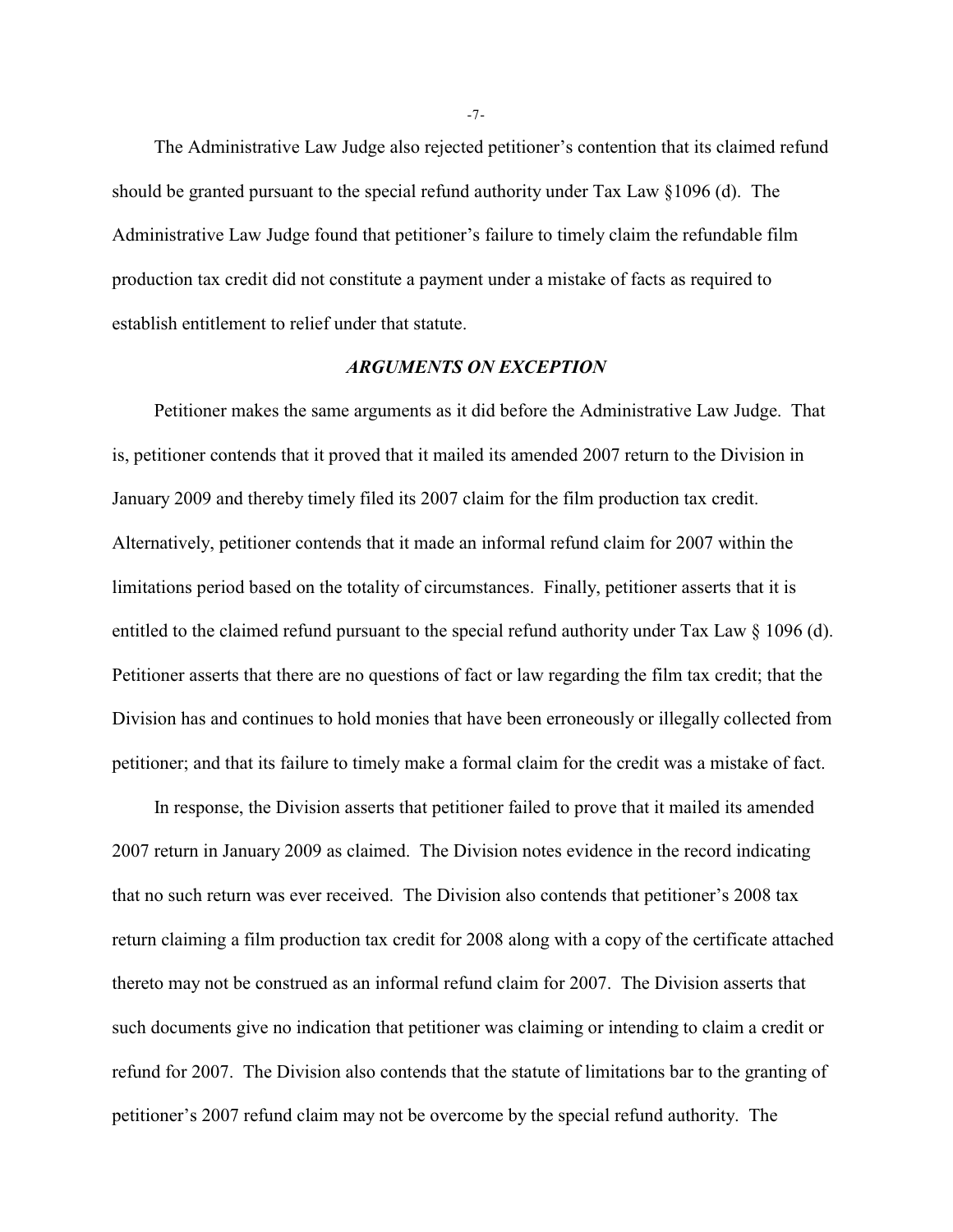The Administrative Law Judge also rejected petitioner's contention that its claimed refund should be granted pursuant to the special refund authority under Tax Law §1096 (d). The Administrative Law Judge found that petitioner's failure to timely claim the refundable film production tax credit did not constitute a payment under a mistake of facts as required to establish entitlement to relief under that statute.

### *ARGUMENTS ON EXCEPTION*

Petitioner makes the same arguments as it did before the Administrative Law Judge. That is, petitioner contends that it proved that it mailed its amended 2007 return to the Division in January 2009 and thereby timely filed its 2007 claim for the film production tax credit. Alternatively, petitioner contends that it made an informal refund claim for 2007 within the limitations period based on the totality of circumstances. Finally, petitioner asserts that it is entitled to the claimed refund pursuant to the special refund authority under Tax Law § 1096 (d). Petitioner asserts that there are no questions of fact or law regarding the film tax credit; that the Division has and continues to hold monies that have been erroneously or illegally collected from petitioner; and that its failure to timely make a formal claim for the credit was a mistake of fact.

In response, the Division asserts that petitioner failed to prove that it mailed its amended 2007 return in January 2009 as claimed. The Division notes evidence in the record indicating that no such return was ever received. The Division also contends that petitioner's 2008 tax return claiming a film production tax credit for 2008 along with a copy of the certificate attached thereto may not be construed as an informal refund claim for 2007. The Division asserts that such documents give no indication that petitioner was claiming or intending to claim a credit or refund for 2007. The Division also contends that the statute of limitations bar to the granting of petitioner's 2007 refund claim may not be overcome by the special refund authority. The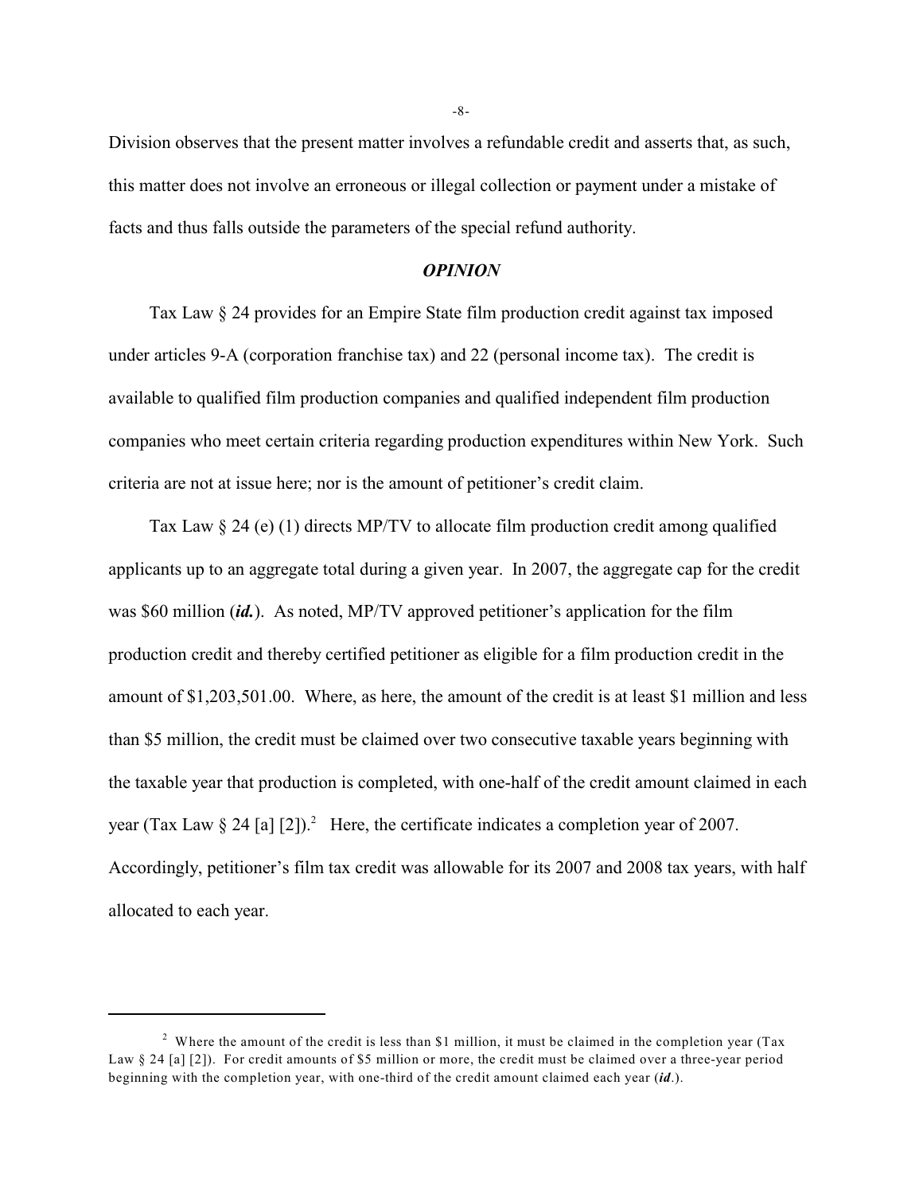Division observes that the present matter involves a refundable credit and asserts that, as such, this matter does not involve an erroneous or illegal collection or payment under a mistake of facts and thus falls outside the parameters of the special refund authority.

### *OPINION*

Tax Law § 24 provides for an Empire State film production credit against tax imposed under articles 9-A (corporation franchise tax) and 22 (personal income tax). The credit is available to qualified film production companies and qualified independent film production companies who meet certain criteria regarding production expenditures within New York. Such criteria are not at issue here; nor is the amount of petitioner's credit claim.

Tax Law § 24 (e) (1) directs MP/TV to allocate film production credit among qualified applicants up to an aggregate total during a given year. In 2007, the aggregate cap for the credit was $60 million (***id.***). As noted, MP/TV approved petitioner's application for the film production credit and thereby certified petitioner as eligible for a film production credit in the amount of $1,203,501.00. Where, as here, the amount of the credit is at least $1 million and less than $5 million, the credit must be claimed over two consecutive taxable years beginning with the taxable year that production is completed, with one-half of the credit amount claimed in each year (Tax Law § 24 [a] [2]).[2] Here, the certificate indicates a completion year of 2007. Accordingly, petitioner's film tax credit was allowable for its 2007 and 2008 tax years, with half allocated to each year.

---

[2] Where the amount of the credit is less than $1 million, it must be claimed in the completion year (Tax Law § 24 [a] [2]). For credit amounts of $5 million or more, the credit must be claimed over a three-year period beginning with the completion year, with one-third of the credit amount claimed each year (***id***.).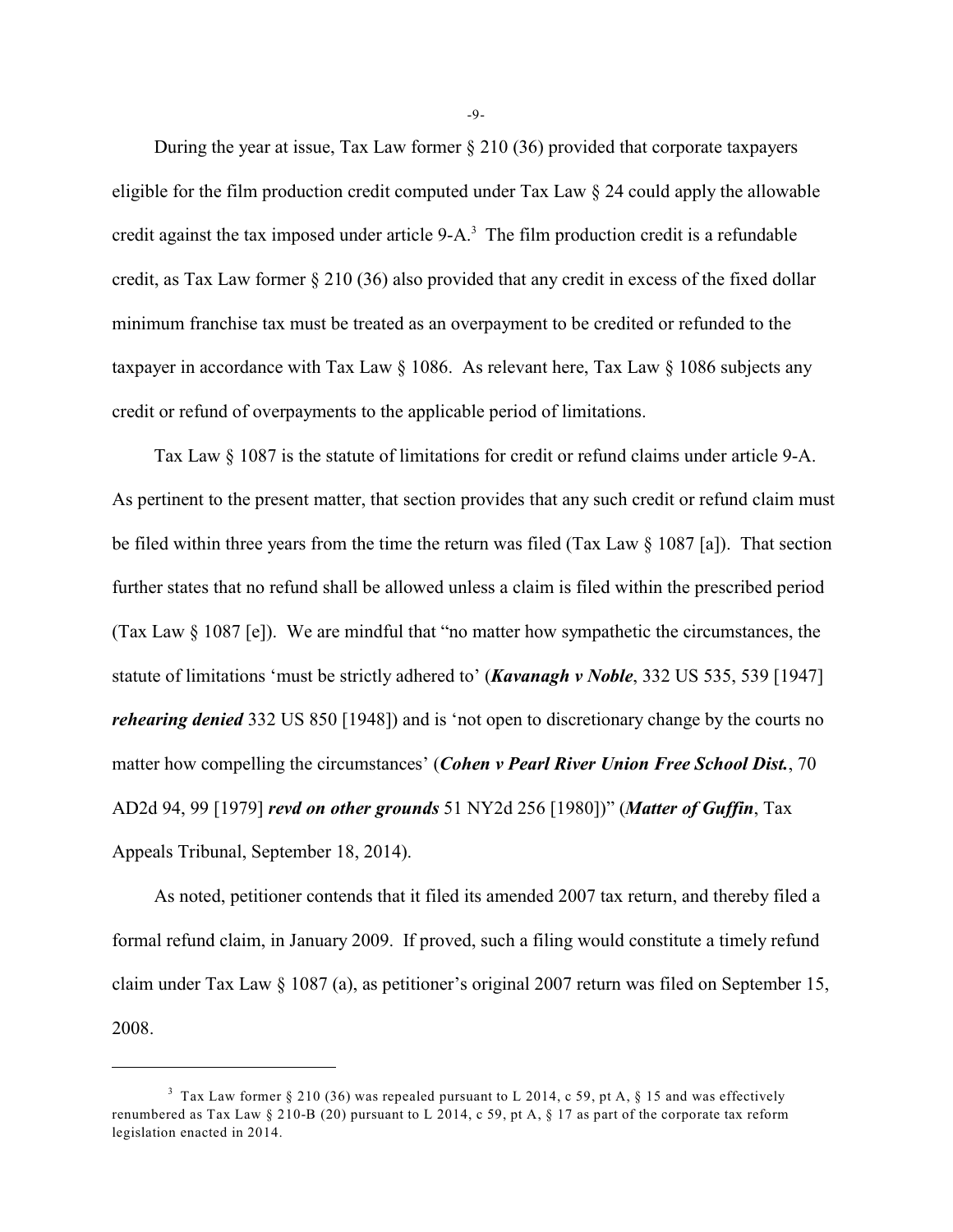During the year at issue, Tax Law former § 210 (36) provided that corporate taxpayers eligible for the film production credit computed under Tax Law § 24 could apply the allowable credit against the tax imposed under article 9-A.[3] The film production credit is a refundable credit, as Tax Law former § 210 (36) also provided that any credit in excess of the fixed dollar minimum franchise tax must be treated as an overpayment to be credited or refunded to the taxpayer in accordance with Tax Law § 1086. As relevant here, Tax Law § 1086 subjects any credit or refund of overpayments to the applicable period of limitations.

Tax Law § 1087 is the statute of limitations for credit or refund claims under article 9-A. As pertinent to the present matter, that section provides that any such credit or refund claim must be filed within three years from the time the return was filed (Tax Law § 1087 [a]). That section further states that no refund shall be allowed unless a claim is filed within the prescribed period (Tax Law § 1087 [e]). We are mindful that "no matter how sympathetic the circumstances, the statute of limitations 'must be strictly adhered to' (***Kavanagh v Noble***, 332 US 535, 539 [1947] ***rehearing denied*** 332 US 850 [1948]) and is 'not open to discretionary change by the courts no matter how compelling the circumstances' (***Cohen v Pearl River Union Free School Dist.***, 70 AD2d 94, 99 [1979] ***revd on other grounds*** 51 NY2d 256 [1980])" (***Matter of Guffin***, Tax Appeals Tribunal, September 18, 2014).

As noted, petitioner contends that it filed its amended 2007 tax return, and thereby filed a formal refund claim, in January 2009. If proved, such a filing would constitute a timely refund claim under Tax Law § 1087 (a), as petitioner's original 2007 return was filed on September 15, 2008.

---

[3] Tax Law former § 210 (36) was repealed pursuant to L 2014, c 59, pt A, § 15 and was effectively renumbered as Tax Law § 210-B (20) pursuant to L 2014, c 59, pt A, § 17 as part of the corporate tax reform legislation enacted in 2014.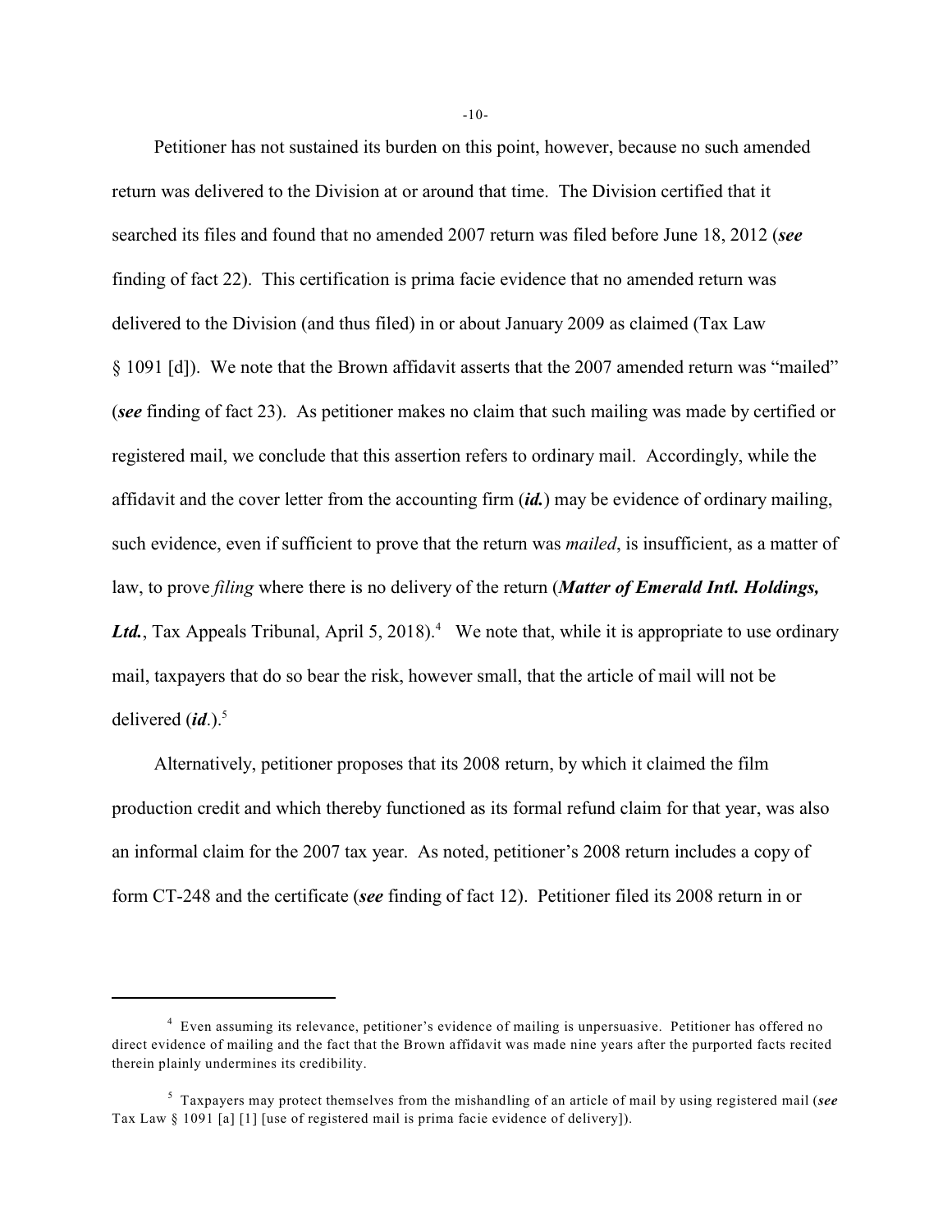Petitioner has not sustained its burden on this point, however, because no such amended return was delivered to the Division at or around that time. The Division certified that it searched its files and found that no amended 2007 return was filed before June 18, 2012 (***see*** finding of fact 22). This certification is prima facie evidence that no amended return was delivered to the Division (and thus filed) in or about January 2009 as claimed (Tax Law § 1091 [d]). We note that the Brown affidavit asserts that the 2007 amended return was "mailed" (***see*** finding of fact 23). As petitioner makes no claim that such mailing was made by certified or registered mail, we conclude that this assertion refers to ordinary mail. Accordingly, while the affidavit and the cover letter from the accounting firm (***id.***) may be evidence of ordinary mailing, such evidence, even if sufficient to prove that the return was *mailed*, is insufficient, as a matter of law, to prove *filing* where there is no delivery of the return (***Matter of Emerald Intl. Holdings, Ltd.***, Tax Appeals Tribunal, April 5, 2018).[4] We note that, while it is appropriate to use ordinary mail, taxpayers that do so bear the risk, however small, that the article of mail will not be delivered (***id***.).[5]

Alternatively, petitioner proposes that its 2008 return, by which it claimed the film production credit and which thereby functioned as its formal refund claim for that year, was also an informal claim for the 2007 tax year. As noted, petitioner's 2008 return includes a copy of form CT-248 and the certificate (***see*** finding of fact 12). Petitioner filed its 2008 return in or

---

[4] Even assuming its relevance, petitioner's evidence of mailing is unpersuasive. Petitioner has offered no direct evidence of mailing and the fact that the Brown affidavit was made nine years after the purported facts recited therein plainly undermines its credibility.

[5] Taxpayers may protect themselves from the mishandling of an article of mail by using registered mail (***see*** Tax Law § 1091 [a] [1] [use of registered mail is prima facie evidence of delivery]).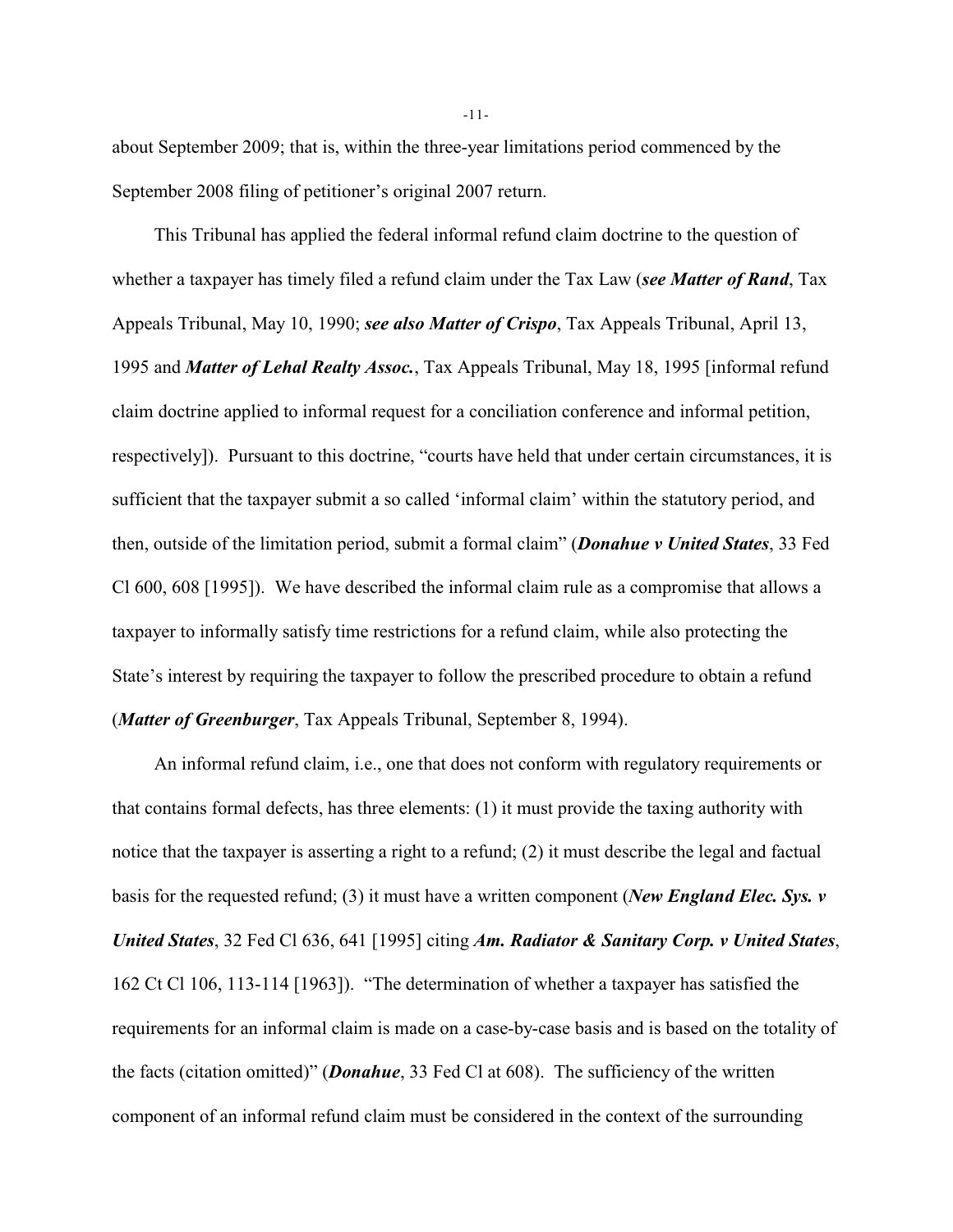about September 2009; that is, within the three-year limitations period commenced by the September 2008 filing of petitioner's original 2007 return.

This Tribunal has applied the federal informal refund claim doctrine to the question of whether a taxpayer has timely filed a refund claim under the Tax Law (***see Matter of Rand***, Tax Appeals Tribunal, May 10, 1990; ***see also Matter of Crispo***, Tax Appeals Tribunal, April 13, 1995 and ***Matter of Lehal Realty Assoc.***, Tax Appeals Tribunal, May 18, 1995 [informal refund claim doctrine applied to informal request for a conciliation conference and informal petition, respectively]). Pursuant to this doctrine, "courts have held that under certain circumstances, it is sufficient that the taxpayer submit a so called 'informal claim' within the statutory period, and then, outside of the limitation period, submit a formal claim" (***Donahue v United States***, 33 Fed Cl 600, 608 [1995]). We have described the informal claim rule as a compromise that allows a taxpayer to informally satisfy time restrictions for a refund claim, while also protecting the State's interest by requiring the taxpayer to follow the prescribed procedure to obtain a refund (***Matter of Greenburger***, Tax Appeals Tribunal, September 8, 1994).

An informal refund claim, i.e., one that does not conform with regulatory requirements or that contains formal defects, has three elements: (1) it must provide the taxing authority with notice that the taxpayer is asserting a right to a refund; (2) it must describe the legal and factual basis for the requested refund; (3) it must have a written component (***New England Elec. Sys. v United States***, 32 Fed Cl 636, 641 [1995] citing ***Am. Radiator & Sanitary Corp. v United States***, 162 Ct Cl 106, 113-114 [1963]). "The determination of whether a taxpayer has satisfied the requirements for an informal claim is made on a case-by-case basis and is based on the totality of the facts (citation omitted)" (***Donahue***, 33 Fed Cl at 608). The sufficiency of the written component of an informal refund claim must be considered in the context of the surrounding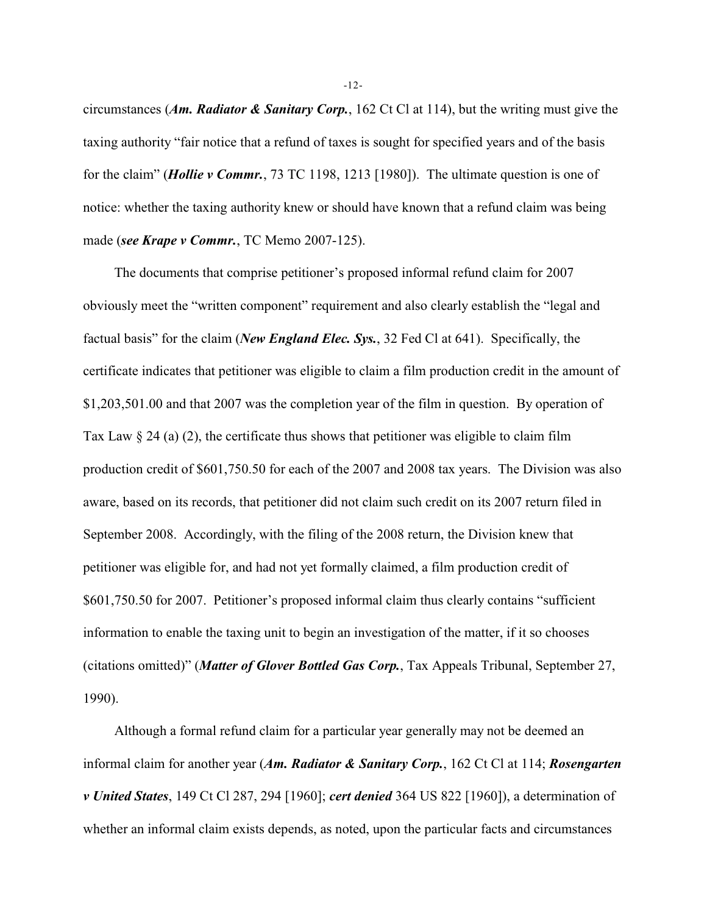circumstances (***Am. Radiator & Sanitary Corp.***, 162 Ct Cl at 114), but the writing must give the taxing authority "fair notice that a refund of taxes is sought for specified years and of the basis for the claim" (***Hollie v Commr.***, 73 TC 1198, 1213 [1980]). The ultimate question is one of notice: whether the taxing authority knew or should have known that a refund claim was being made (***see Krape v Commr.***, TC Memo 2007-125).

The documents that comprise petitioner's proposed informal refund claim for 2007 obviously meet the "written component" requirement and also clearly establish the "legal and factual basis" for the claim (***New England Elec. Sys.***, 32 Fed Cl at 641). Specifically, the certificate indicates that petitioner was eligible to claim a film production credit in the amount of $1,203,501.00 and that 2007 was the completion year of the film in question. By operation of Tax Law § 24 (a) (2), the certificate thus shows that petitioner was eligible to claim film production credit of $601,750.50 for each of the 2007 and 2008 tax years. The Division was also aware, based on its records, that petitioner did not claim such credit on its 2007 return filed in September 2008. Accordingly, with the filing of the 2008 return, the Division knew that petitioner was eligible for, and had not yet formally claimed, a film production credit of $601,750.50 for 2007. Petitioner's proposed informal claim thus clearly contains "sufficient information to enable the taxing unit to begin an investigation of the matter, if it so chooses (citations omitted)" (***Matter of Glover Bottled Gas Corp.***, Tax Appeals Tribunal, September 27, 1990).

Although a formal refund claim for a particular year generally may not be deemed an informal claim for another year (***Am. Radiator & Sanitary Corp.***, 162 Ct Cl at 114; ***Rosengarten v United States***, 149 Ct Cl 287, 294 [1960]; ***cert denied*** 364 US 822 [1960]), a determination of whether an informal claim exists depends, as noted, upon the particular facts and circumstances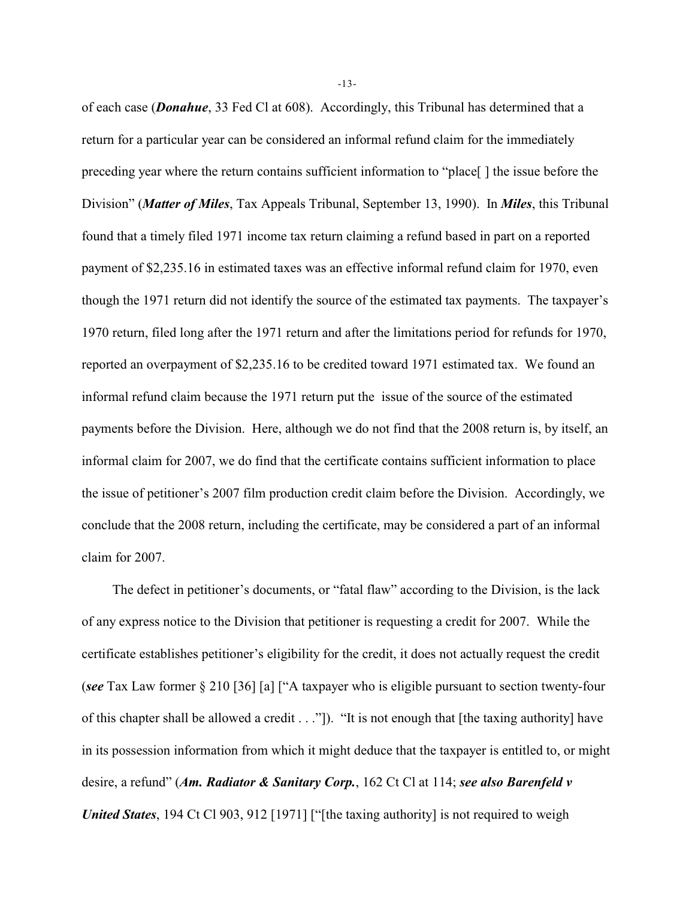of each case (***Donahue***, 33 Fed Cl at 608). Accordingly, this Tribunal has determined that a return for a particular year can be considered an informal refund claim for the immediately preceding year where the return contains sufficient information to "place[ ] the issue before the Division" (***Matter of Miles***, Tax Appeals Tribunal, September 13, 1990). In ***Miles***, this Tribunal found that a timely filed 1971 income tax return claiming a refund based in part on a reported payment of $2,235.16 in estimated taxes was an effective informal refund claim for 1970, even though the 1971 return did not identify the source of the estimated tax payments. The taxpayer's 1970 return, filed long after the 1971 return and after the limitations period for refunds for 1970, reported an overpayment of $2,235.16 to be credited toward 1971 estimated tax. We found an informal refund claim because the 1971 return put the issue of the source of the estimated payments before the Division. Here, although we do not find that the 2008 return is, by itself, an informal claim for 2007, we do find that the certificate contains sufficient information to place the issue of petitioner's 2007 film production credit claim before the Division. Accordingly, we conclude that the 2008 return, including the certificate, may be considered a part of an informal claim for 2007.

The defect in petitioner's documents, or "fatal flaw" according to the Division, is the lack of any express notice to the Division that petitioner is requesting a credit for 2007. While the certificate establishes petitioner's eligibility for the credit, it does not actually request the credit (***see*** Tax Law former § 210 [36] [a] ["A taxpayer who is eligible pursuant to section twenty-four of this chapter shall be allowed a credit . . ."]). "It is not enough that [the taxing authority] have in its possession information from which it might deduce that the taxpayer is entitled to, or might desire, a refund" (***Am. Radiator & Sanitary Corp.***, 162 Ct Cl at 114; ***see also Barenfeld v United States***, 194 Ct Cl 903, 912 [1971] ["[the taxing authority] is not required to weigh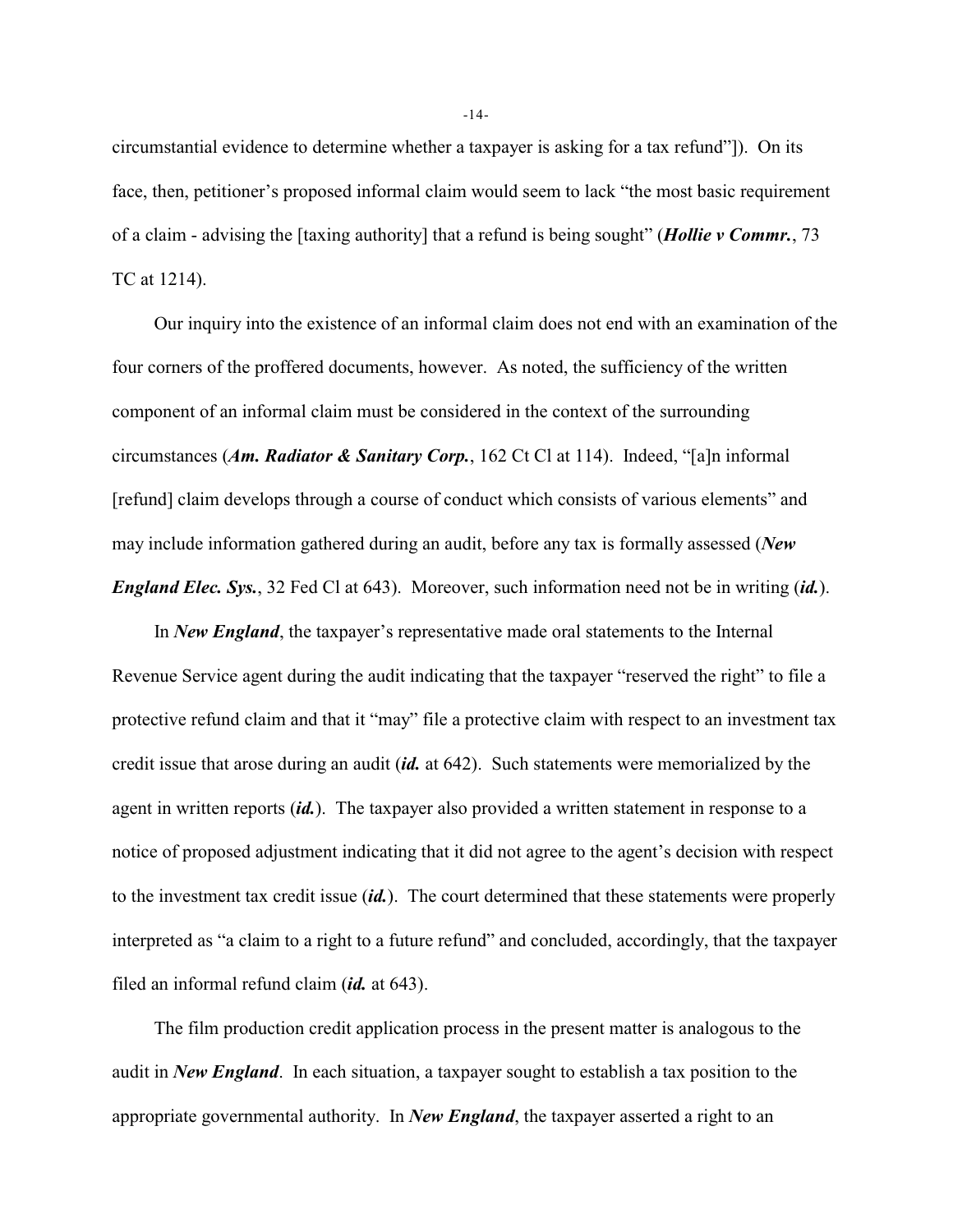circumstantial evidence to determine whether a taxpayer is asking for a tax refund"]). On its face, then, petitioner's proposed informal claim would seem to lack "the most basic requirement of a claim - advising the [taxing authority] that a refund is being sought" (***Hollie v Commr.***, 73 TC at 1214).

Our inquiry into the existence of an informal claim does not end with an examination of the four corners of the proffered documents, however. As noted, the sufficiency of the written component of an informal claim must be considered in the context of the surrounding circumstances (***Am. Radiator & Sanitary Corp.***, 162 Ct Cl at 114). Indeed, "[a]n informal [refund] claim develops through a course of conduct which consists of various elements" and may include information gathered during an audit, before any tax is formally assessed (***New England Elec. Sys.***, 32 Fed Cl at 643). Moreover, such information need not be in writing (***id.***).

In ***New England***, the taxpayer's representative made oral statements to the Internal Revenue Service agent during the audit indicating that the taxpayer "reserved the right" to file a protective refund claim and that it "may" file a protective claim with respect to an investment tax credit issue that arose during an audit (***id.*** at 642). Such statements were memorialized by the agent in written reports (***id.***). The taxpayer also provided a written statement in response to a notice of proposed adjustment indicating that it did not agree to the agent's decision with respect to the investment tax credit issue (***id.***). The court determined that these statements were properly interpreted as "a claim to a right to a future refund" and concluded, accordingly, that the taxpayer filed an informal refund claim (***id.*** at 643).

The film production credit application process in the present matter is analogous to the audit in ***New England***. In each situation, a taxpayer sought to establish a tax position to the appropriate governmental authority. In ***New England***, the taxpayer asserted a right to an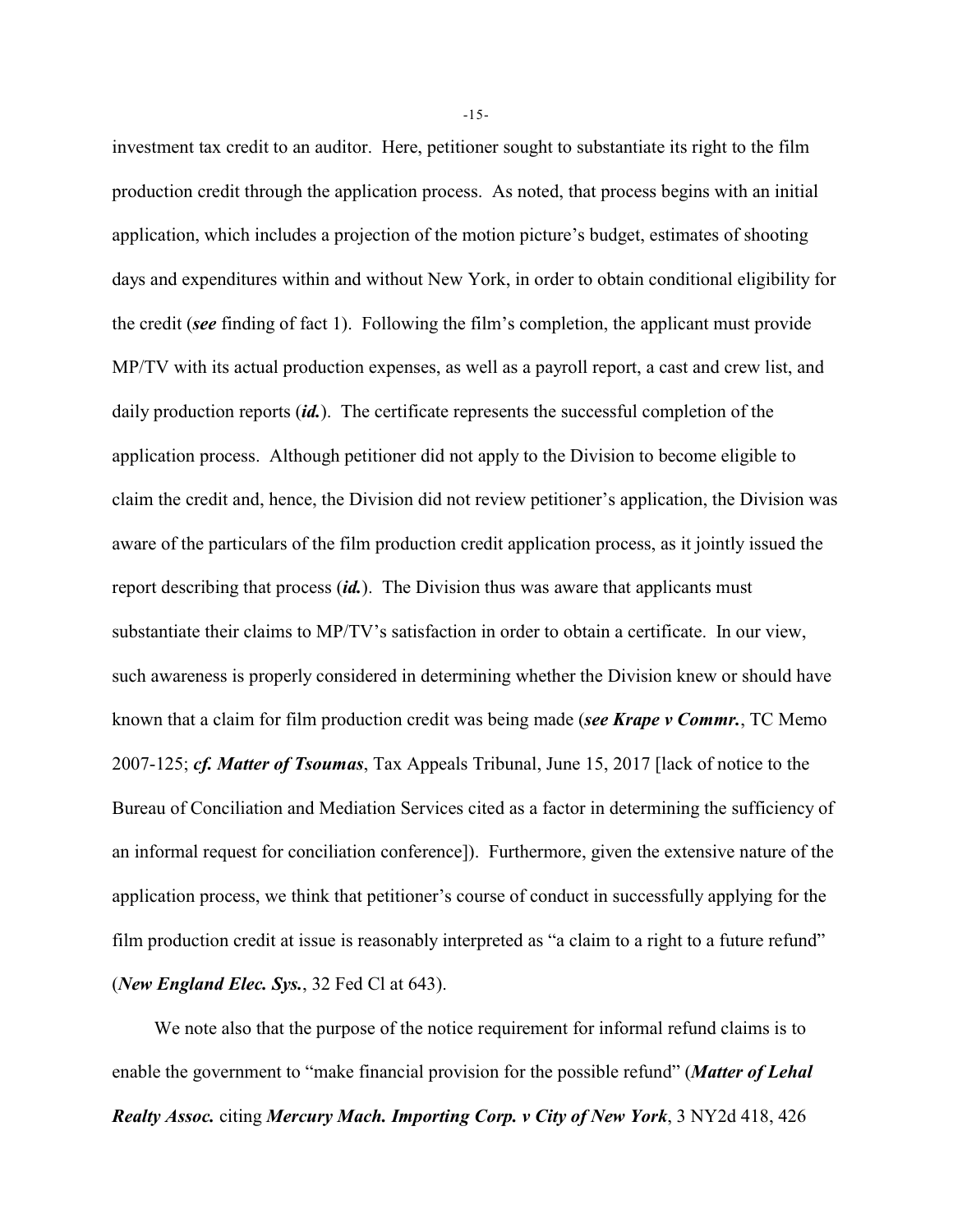investment tax credit to an auditor. Here, petitioner sought to substantiate its right to the film production credit through the application process. As noted, that process begins with an initial application, which includes a projection of the motion picture's budget, estimates of shooting days and expenditures within and without New York, in order to obtain conditional eligibility for the credit (***see*** finding of fact 1). Following the film's completion, the applicant must provide MP/TV with its actual production expenses, as well as a payroll report, a cast and crew list, and daily production reports (***id.***). The certificate represents the successful completion of the application process. Although petitioner did not apply to the Division to become eligible to claim the credit and, hence, the Division did not review petitioner's application, the Division was aware of the particulars of the film production credit application process, as it jointly issued the report describing that process (***id.***). The Division thus was aware that applicants must substantiate their claims to MP/TV's satisfaction in order to obtain a certificate. In our view, such awareness is properly considered in determining whether the Division knew or should have known that a claim for film production credit was being made (***see Krape v Commr.***, TC Memo 2007-125; ***cf. Matter of Tsoumas***, Tax Appeals Tribunal, June 15, 2017 [lack of notice to the Bureau of Conciliation and Mediation Services cited as a factor in determining the sufficiency of an informal request for conciliation conference]). Furthermore, given the extensive nature of the application process, we think that petitioner's course of conduct in successfully applying for the film production credit at issue is reasonably interpreted as "a claim to a right to a future refund" (***New England Elec. Sys.***, 32 Fed Cl at 643).

We note also that the purpose of the notice requirement for informal refund claims is to enable the government to "make financial provision for the possible refund" (***Matter of Lehal Realty Assoc.*** citing ***Mercury Mach. Importing Corp. v City of New York***, 3 NY2d 418, 426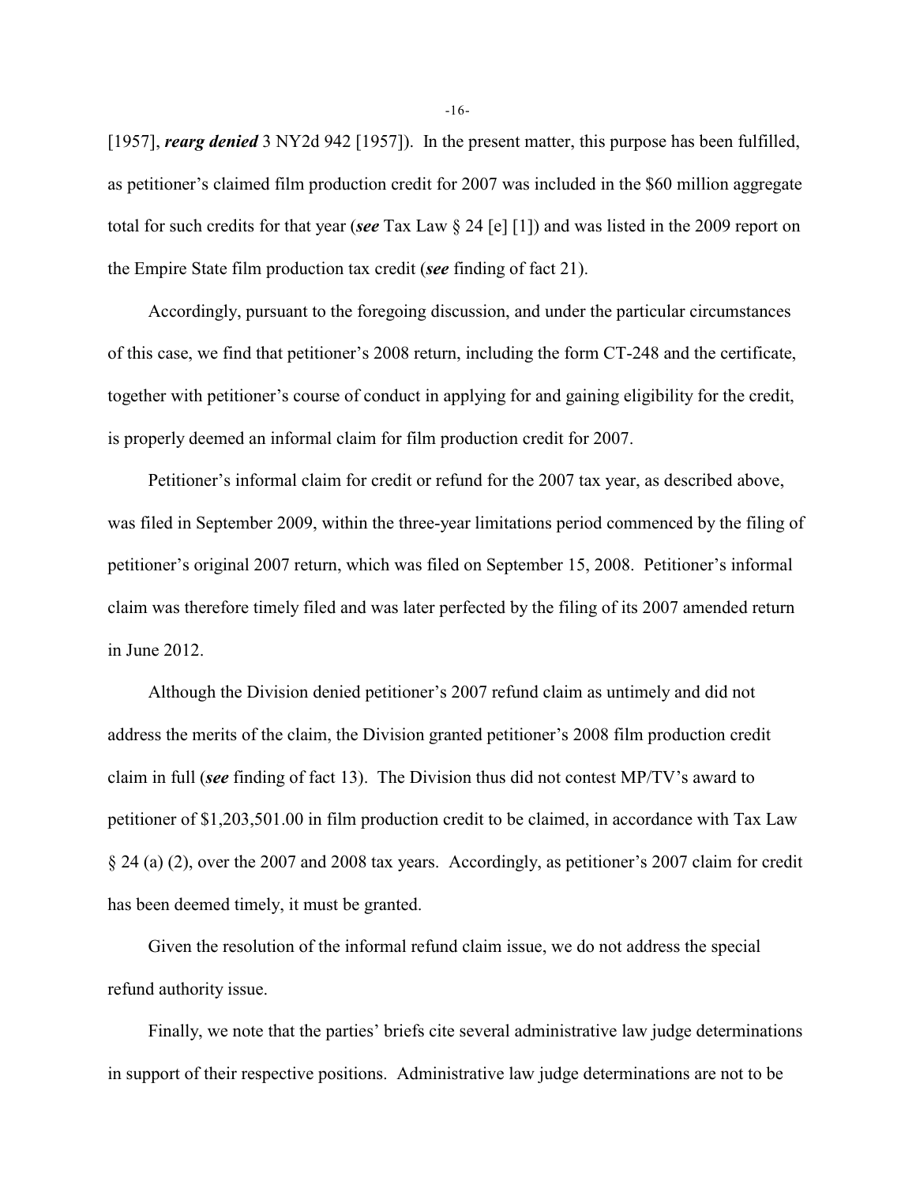[1957], ***rearg denied*** 3 NY2d 942 [1957]). In the present matter, this purpose has been fulfilled, as petitioner's claimed film production credit for 2007 was included in the $60 million aggregate total for such credits for that year (***see*** Tax Law § 24 [e] [1]) and was listed in the 2009 report on the Empire State film production tax credit (***see*** finding of fact 21).

Accordingly, pursuant to the foregoing discussion, and under the particular circumstances of this case, we find that petitioner's 2008 return, including the form CT-248 and the certificate, together with petitioner's course of conduct in applying for and gaining eligibility for the credit, is properly deemed an informal claim for film production credit for 2007.

Petitioner's informal claim for credit or refund for the 2007 tax year, as described above, was filed in September 2009, within the three-year limitations period commenced by the filing of petitioner's original 2007 return, which was filed on September 15, 2008. Petitioner's informal claim was therefore timely filed and was later perfected by the filing of its 2007 amended return in June 2012.

Although the Division denied petitioner's 2007 refund claim as untimely and did not address the merits of the claim, the Division granted petitioner's 2008 film production credit claim in full (***see*** finding of fact 13). The Division thus did not contest MP/TV's award to petitioner of $1,203,501.00 in film production credit to be claimed, in accordance with Tax Law § 24 (a) (2), over the 2007 and 2008 tax years. Accordingly, as petitioner's 2007 claim for credit has been deemed timely, it must be granted.

Given the resolution of the informal refund claim issue, we do not address the special refund authority issue.

Finally, we note that the parties' briefs cite several administrative law judge determinations in support of their respective positions. Administrative law judge determinations are not to be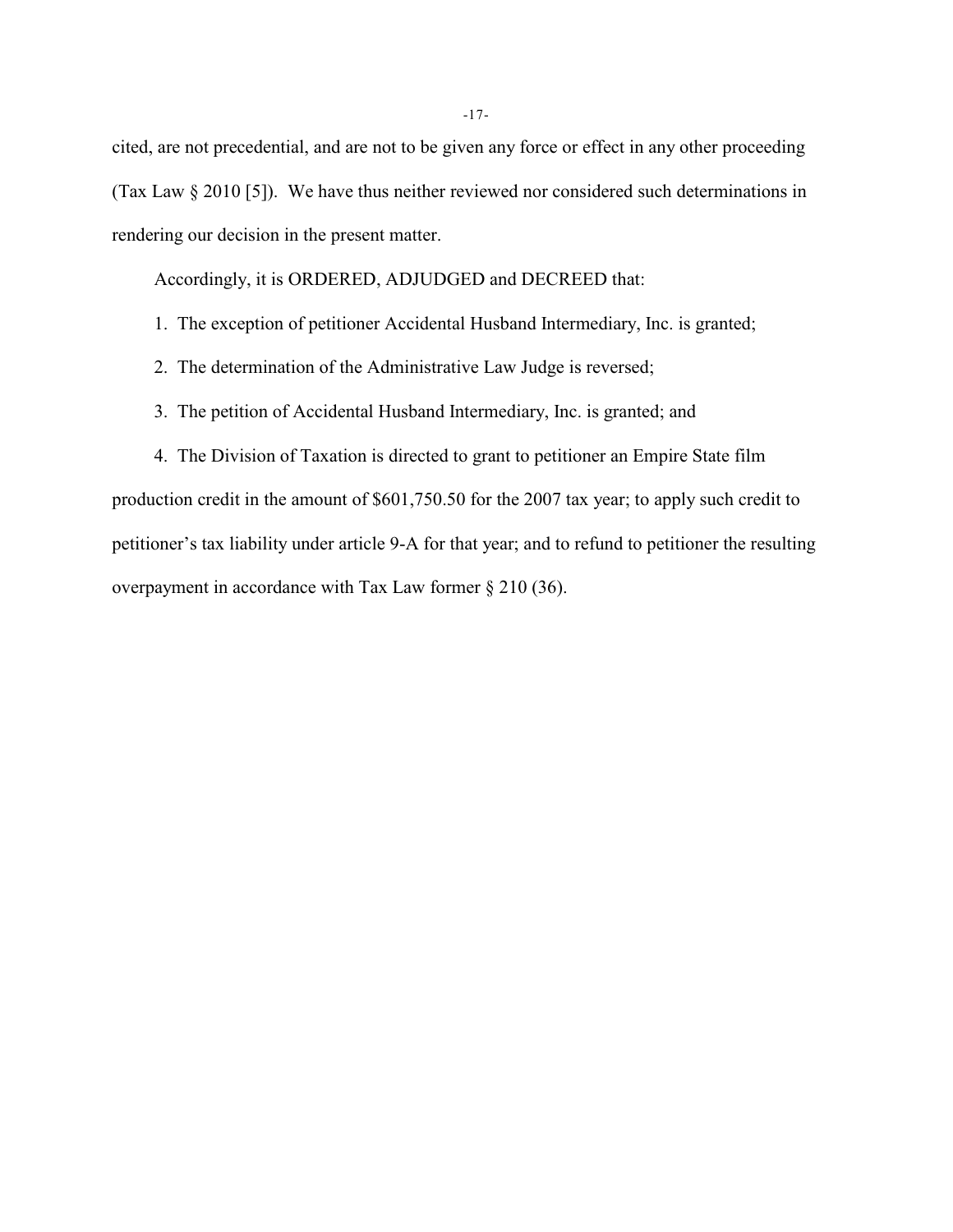cited, are not precedential, and are not to be given any force or effect in any other proceeding (Tax Law § 2010 [5]). We have thus neither reviewed nor considered such determinations in rendering our decision in the present matter.

Accordingly, it is ORDERED, ADJUDGED and DECREED that:

1. The exception of petitioner Accidental Husband Intermediary, Inc. is granted;

2. The determination of the Administrative Law Judge is reversed;

3. The petition of Accidental Husband Intermediary, Inc. is granted; and

4. The Division of Taxation is directed to grant to petitioner an Empire State film production credit in the amount of $601,750.50 for the 2007 tax year; to apply such credit to petitioner's tax liability under article 9-A for that year; and to refund to petitioner the resulting overpayment in accordance with Tax Law former § 210 (36).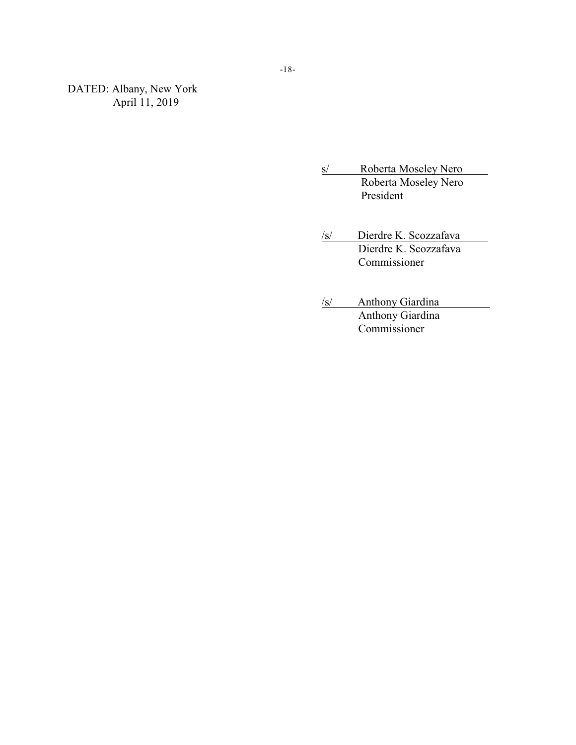DATED: Albany, New York
April 11, 2019

s/ Roberta Moseley Nero
Roberta Moseley Nero
President

/s/ Dierdre K. Scozzafava
Dierdre K. Scozzafava
Commissioner

/s/ Anthony Giardina
Anthony Giardina
Commissioner